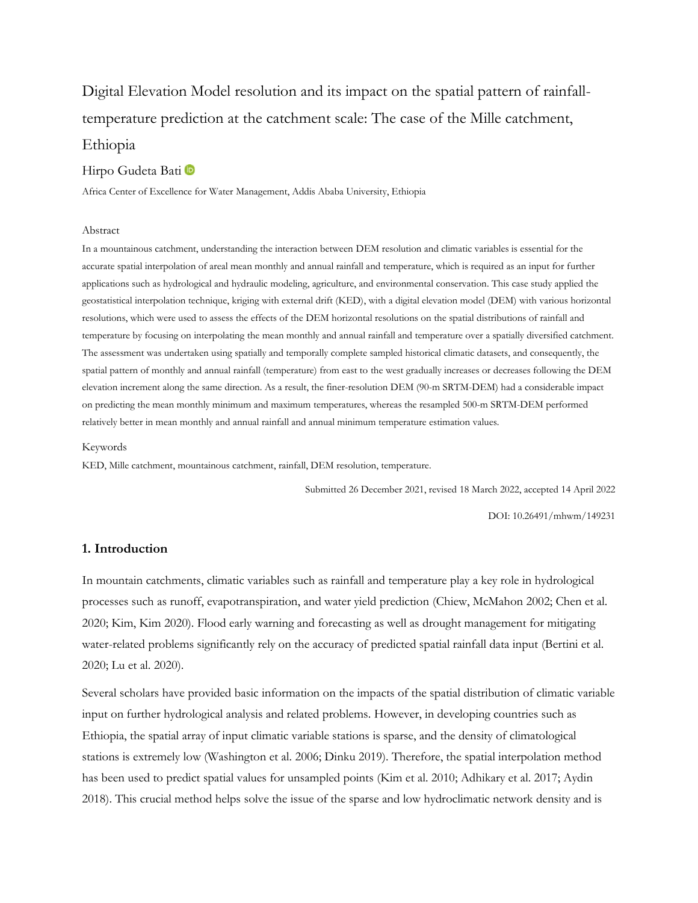# Digital Elevation Model resolution and its impact on the spatial pattern of rainfall-temperature prediction at the catchment scale: The case of the Mille catchment, Ethiopia

Hirpo Gudeta Bati

Africa Center of Excellence for Water Management, Addis Ababa University, Ethiopia

## Abstract

In a mountainous catchment, understanding the interaction between DEM resolution and climatic variables is essential for the accurate spatial interpolation of areal mean monthly and annual rainfall and temperature, which is required as an input for further applications such as hydrological and hydraulic modeling, agriculture, and environmental conservation. This case study applied the geostatistical interpolation technique, kriging with external drift (KED), with a digital elevation model (DEM) with various horizontal resolutions, which were used to assess the effects of the DEM horizontal resolutions on the spatial distributions of rainfall and temperature by focusing on interpolating the mean monthly and annual rainfall and temperature over a spatially diversified catchment. The assessment was undertaken using spatially and temporally complete sampled historical climatic datasets, and consequently, the spatial pattern of monthly and annual rainfall (temperature) from east to the west gradually increases or decreases following the DEM elevation increment along the same direction. As a result, the finer-resolution DEM (90-m SRTM-DEM) had a considerable impact on predicting the mean monthly minimum and maximum temperatures, whereas the resampled 500-m SRTM-DEM performed relatively better in mean monthly and annual rainfall and annual minimum temperature estimation values.

## Keywords

KED, Mille catchment, mountainous catchment, rainfall, DEM resolution, temperature.

Submitted 26 December 2021, revised 18 March 2022, accepted 14 April 2022

DOI: 10.26491/mhwm/149231

## 1. Introduction

In mountain catchments, climatic variables such as rainfall and temperature play a key role in hydrological processes such as runoff, evapotranspiration, and water yield prediction (Chiew, McMahon 2002; Chen et al. 2020; Kim, Kim 2020). Flood early warning and forecasting as well as drought management for mitigating water-related problems significantly rely on the accuracy of predicted spatial rainfall data input (Bertini et al. 2020; Lu et al. 2020).

Several scholars have provided basic information on the impacts of the spatial distribution of climatic variable input on further hydrological analysis and related problems. However, in developing countries such as Ethiopia, the spatial array of input climatic variable stations is sparse, and the density of climatological stations is extremely low (Washington et al. 2006; Dinku 2019). Therefore, the spatial interpolation method has been used to predict spatial values for unsampled points (Kim et al. 2010; Adhikary et al. 2017; Aydin 2018). This crucial method helps solve the issue of the sparse and low hydroclimatic network density and is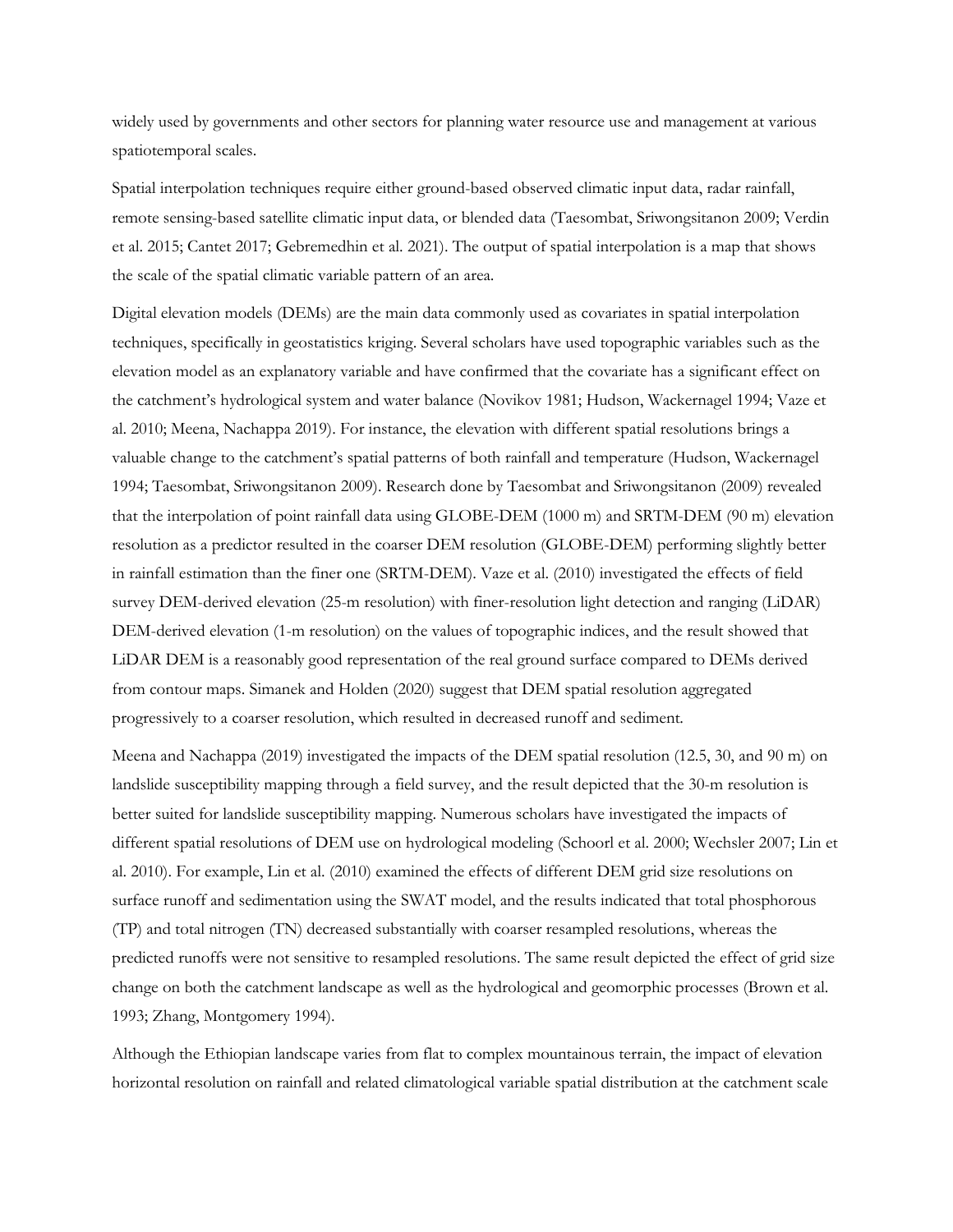widely used by governments and other sectors for planning water resource use and management at various spatiotemporal scales.

Spatial interpolation techniques require either ground-based observed climatic input data, radar rainfall, remote sensing-based satellite climatic input data, or blended data (Taesombat, Sriwongsitanon 2009; Verdin et al. 2015; Cantet 2017; Gebremedhin et al. 2021). The output of spatial interpolation is a map that shows the scale of the spatial climatic variable pattern of an area.

Digital elevation models (DEMs) are the main data commonly used as covariates in spatial interpolation techniques, specifically in geostatistics kriging. Several scholars have used topographic variables such as the elevation model as an explanatory variable and have confirmed that the covariate has a significant effect on the catchment's hydrological system and water balance (Novikov 1981; Hudson, Wackernagel 1994; Vaze et al. 2010; Meena, Nachappa 2019). For instance, the elevation with different spatial resolutions brings a valuable change to the catchment's spatial patterns of both rainfall and temperature (Hudson, Wackernagel 1994; Taesombat, Sriwongsitanon 2009). Research done by Taesombat and Sriwongsitanon (2009) revealed that the interpolation of point rainfall data using GLOBE-DEM (1000 m) and SRTM-DEM (90 m) elevation resolution as a predictor resulted in the coarser DEM resolution (GLOBE-DEM) performing slightly better in rainfall estimation than the finer one (SRTM-DEM). Vaze et al. (2010) investigated the effects of field survey DEM-derived elevation (25-m resolution) with finer-resolution light detection and ranging (LiDAR) DEM-derived elevation (1-m resolution) on the values of topographic indices, and the result showed that LiDAR DEM is a reasonably good representation of the real ground surface compared to DEMs derived from contour maps. Simanek and Holden (2020) suggest that DEM spatial resolution aggregated progressively to a coarser resolution, which resulted in decreased runoff and sediment.

Meena and Nachappa (2019) investigated the impacts of the DEM spatial resolution (12.5, 30, and 90 m) on landslide susceptibility mapping through a field survey, and the result depicted that the 30-m resolution is better suited for landslide susceptibility mapping. Numerous scholars have investigated the impacts of different spatial resolutions of DEM use on hydrological modeling (Schoorl et al. 2000; Wechsler 2007; Lin et al. 2010). For example, Lin et al. (2010) examined the effects of different DEM grid size resolutions on surface runoff and sedimentation using the SWAT model, and the results indicated that total phosphorous (TP) and total nitrogen (TN) decreased substantially with coarser resampled resolutions, whereas the predicted runoffs were not sensitive to resampled resolutions. The same result depicted the effect of grid size change on both the catchment landscape as well as the hydrological and geomorphic processes (Brown et al. 1993; Zhang, Montgomery 1994).

Although the Ethiopian landscape varies from flat to complex mountainous terrain, the impact of elevation horizontal resolution on rainfall and related climatological variable spatial distribution at the catchment scale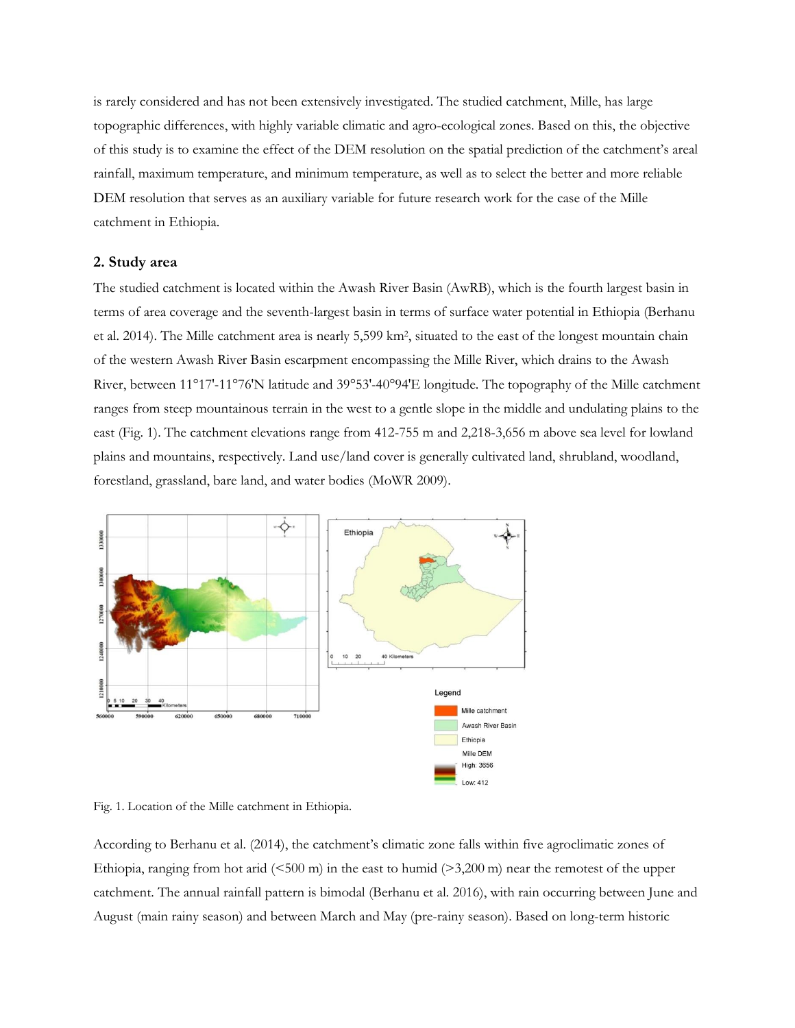is rarely considered and has not been extensively investigated. The studied catchment, Mille, has large topographic differences, with highly variable climatic and agro-ecological zones. Based on this, the objective of this study is to examine the effect of the DEM resolution on the spatial prediction of the catchment's areal rainfall, maximum temperature, and minimum temperature, as well as to select the better and more reliable DEM resolution that serves as an auxiliary variable for future research work for the case of the Mille catchment in Ethiopia.

## 2. Study area

The studied catchment is located within the Awash River Basin (AwRB), which is the fourth largest basin in terms of area coverage and the seventh-largest basin in terms of surface water potential in Ethiopia (Berhanu et al. 2014). The Mille catchment area is nearly 5,599 km$^2$, situated to the east of the longest mountain chain of the western Awash River Basin escarpment encompassing the Mille River, which drains to the Awash River, between 11°17'-11°76'N latitude and 39°53'-40°94'E longitude. The topography of the Mille catchment ranges from steep mountainous terrain in the west to a gentle slope in the middle and undulating plains to the east (Fig. 1). The catchment elevations range from 412-755 m and 2,218-3,656 m above sea level for lowland plains and mountains, respectively. Land use/land cover is generally cultivated land, shrubland, woodland, forestland, grassland, bare land, and water bodies (MoWR 2009).

Fig. 1. Location of the Mille catchment in Ethiopia.

According to Berhanu et al. (2014), the catchment's climatic zone falls within five agroclimatic zones of Ethiopia, ranging from hot arid (<500 m) in the east to humid (>3,200 m) near the remotest of the upper catchment. The annual rainfall pattern is bimodal (Berhanu et al. 2016), with rain occurring between June and August (main rainy season) and between March and May (pre-rainy season). Based on long-term historic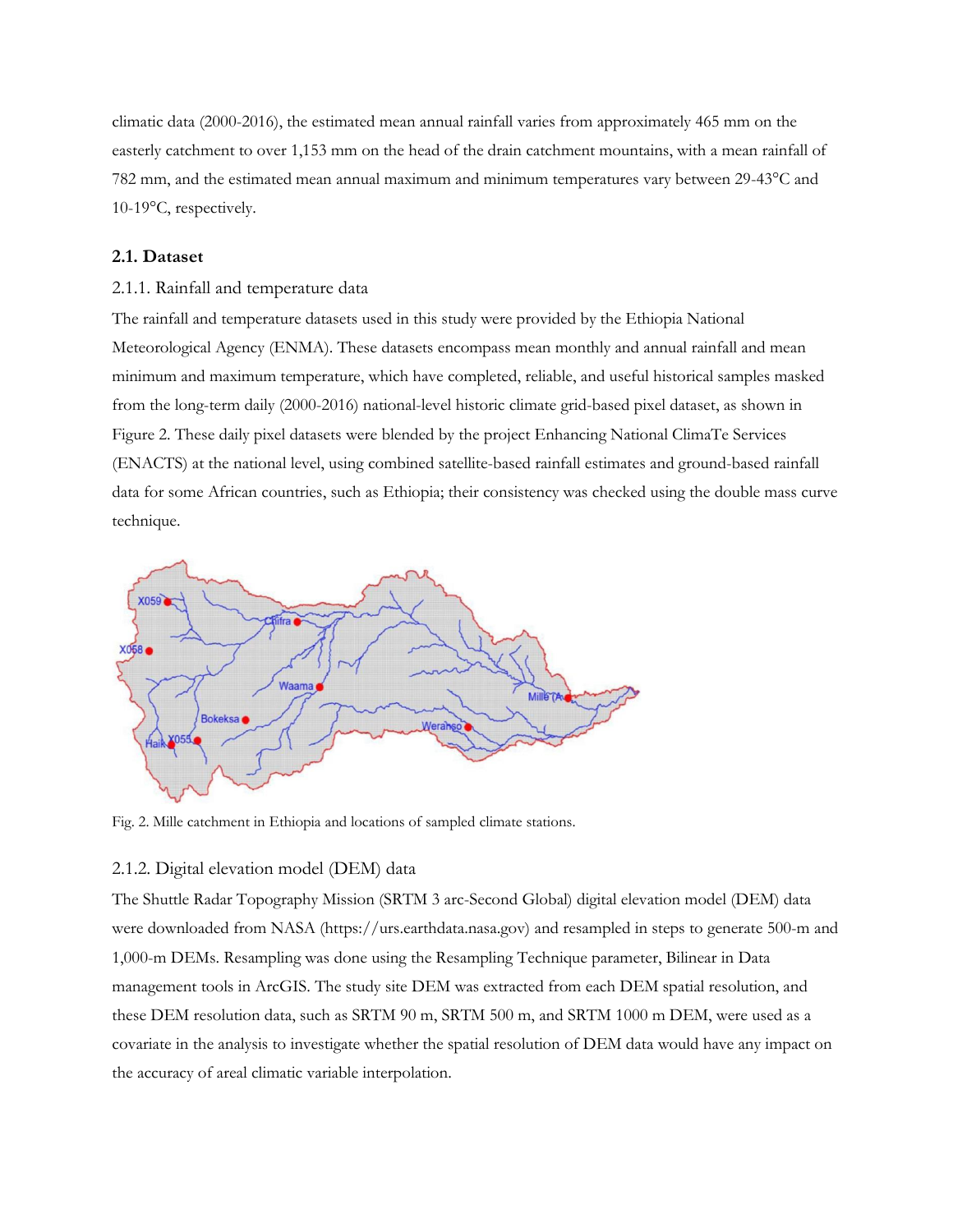climatic data (2000-2016), the estimated mean annual rainfall varies from approximately 465 mm on the easterly catchment to over 1,153 mm on the head of the drain catchment mountains, with a mean rainfall of 782 mm, and the estimated mean annual maximum and minimum temperatures vary between 29-43°C and 10-19°C, respectively.

## 2.1. Dataset

### 2.1.1. Rainfall and temperature data

The rainfall and temperature datasets used in this study were provided by the Ethiopia National Meteorological Agency (ENMA). These datasets encompass mean monthly and annual rainfall and mean minimum and maximum temperature, which have completed, reliable, and useful historical samples masked from the long-term daily (2000-2016) national-level historic climate grid-based pixel dataset, as shown in Figure 2. These daily pixel datasets were blended by the project Enhancing National ClimaTe Services (ENACTS) at the national level, using combined satellite-based rainfall estimates and ground-based rainfall data for some African countries, such as Ethiopia; their consistency was checked using the double mass curve technique.

Fig. 2. Mille catchment in Ethiopia and locations of sampled climate stations.

### 2.1.2. Digital elevation model (DEM) data

The Shuttle Radar Topography Mission (SRTM 3 arc-Second Global) digital elevation model (DEM) data were downloaded from NASA (https://urs.earthdata.nasa.gov) and resampled in steps to generate 500-m and 1,000-m DEMs. Resampling was done using the Resampling Technique parameter, Bilinear in Data management tools in ArcGIS. The study site DEM was extracted from each DEM spatial resolution, and these DEM resolution data, such as SRTM 90 m, SRTM 500 m, and SRTM 1000 m DEM, were used as a covariate in the analysis to investigate whether the spatial resolution of DEM data would have any impact on the accuracy of areal climatic variable interpolation.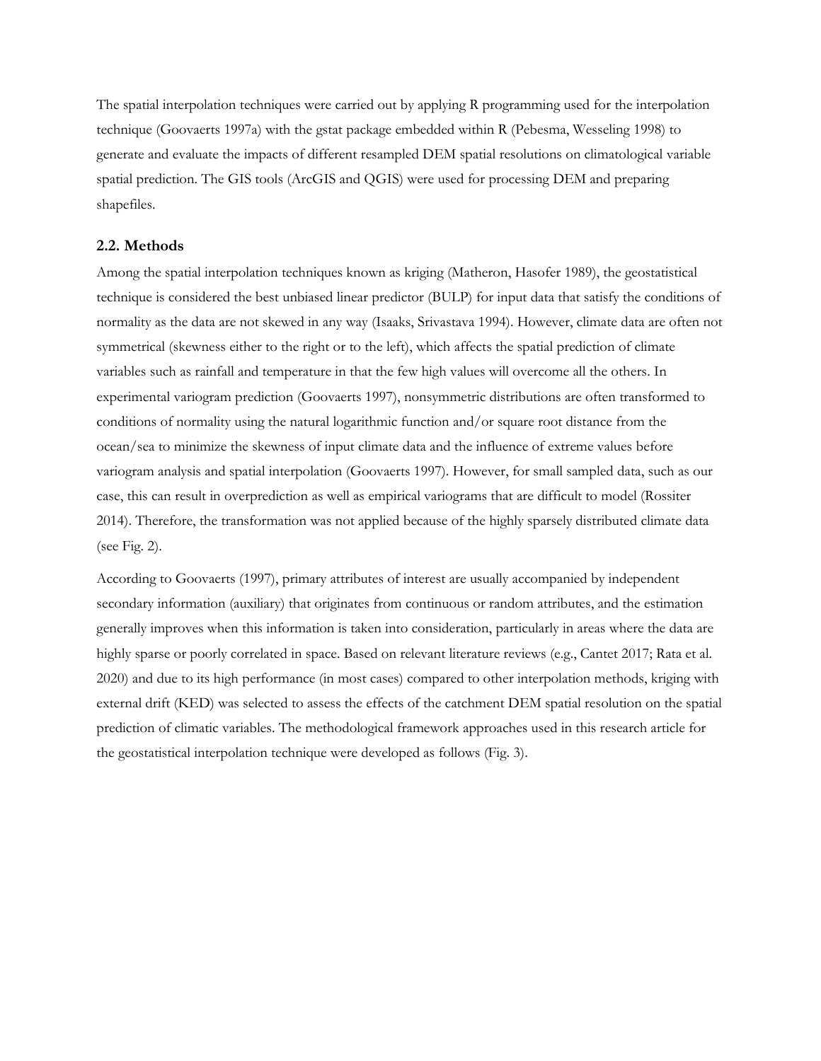The spatial interpolation techniques were carried out by applying R programming used for the interpolation technique (Goovaerts 1997a) with the gstat package embedded within R (Pebesma, Wesseling 1998) to generate and evaluate the impacts of different resampled DEM spatial resolutions on climatological variable spatial prediction. The GIS tools (ArcGIS and QGIS) were used for processing DEM and preparing shapefiles.

### 2.2. Methods

Among the spatial interpolation techniques known as kriging (Matheron, Hasofer 1989), the geostatistical technique is considered the best unbiased linear predictor (BULP) for input data that satisfy the conditions of normality as the data are not skewed in any way (Isaaks, Srivastava 1994). However, climate data are often not symmetrical (skewness either to the right or to the left), which affects the spatial prediction of climate variables such as rainfall and temperature in that the few high values will overcome all the others. In experimental variogram prediction (Goovaerts 1997), nonsymmetric distributions are often transformed to conditions of normality using the natural logarithmic function and/or square root distance from the ocean/sea to minimize the skewness of input climate data and the influence of extreme values before variogram analysis and spatial interpolation (Goovaerts 1997). However, for small sampled data, such as our case, this can result in overprediction as well as empirical variograms that are difficult to model (Rossiter 2014). Therefore, the transformation was not applied because of the highly sparsely distributed climate data (see Fig. 2).

According to Goovaerts (1997), primary attributes of interest are usually accompanied by independent secondary information (auxiliary) that originates from continuous or random attributes, and the estimation generally improves when this information is taken into consideration, particularly in areas where the data are highly sparse or poorly correlated in space. Based on relevant literature reviews (e.g., Cantet 2017; Rata et al. 2020) and due to its high performance (in most cases) compared to other interpolation methods, kriging with external drift (KED) was selected to assess the effects of the catchment DEM spatial resolution on the spatial prediction of climatic variables. The methodological framework approaches used in this research article for the geostatistical interpolation technique were developed as follows (Fig. 3).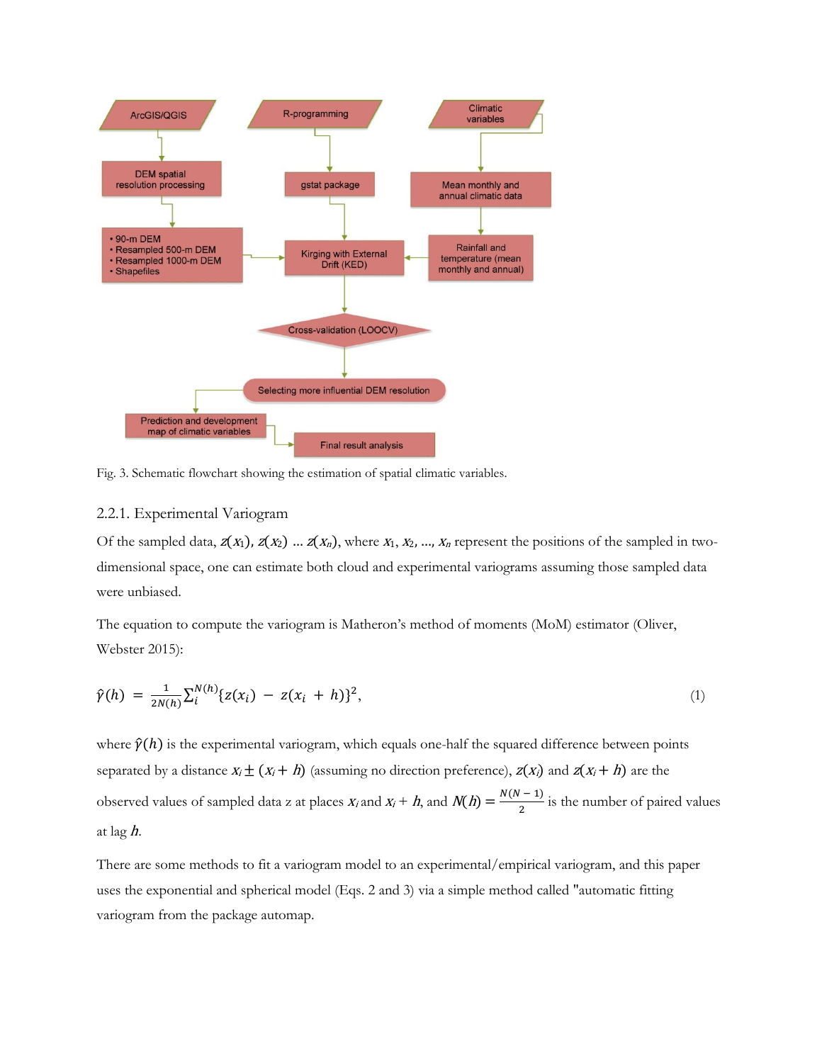Fig. 3. Schematic flowchart showing the estimation of spatial climatic variables.

### 2.2.1. Experimental Variogram

Of the sampled data, $z(x_1)$, $z(x_2)$ ... $z(x_n)$, where $x_1, x_2, ..., x_n$ represent the positions of the sampled in two-dimensional space, one can estimate both cloud and experimental variograms assuming those sampled data were unbiased.

The equation to compute the variogram is Matheron's method of moments (MoM) estimator (Oliver, Webster 2015):

$$\hat{\gamma}(h) = \frac{1}{2N(h)} \sum_{i}^{N(h)} \{z(x_i) - z(x_i + h)\}^2, \tag{1}$$

where $\hat{\gamma}(h)$ is the experimental variogram, which equals one-half the squared difference between points separated by a distance $x_i \pm (x_i + h)$ (assuming no direction preference), $z(x_i)$ and $z(x_i + h)$ are the observed values of sampled data z at places $x_i$ and $x_i + h$, and $N(h) = \frac{N(N-1)}{2}$ is the number of paired values at lag $h$.

There are some methods to fit a variogram model to an experimental/empirical variogram, and this paper uses the exponential and spherical model (Eqs. 2 and 3) via a simple method called "automatic fitting variogram from the package automap.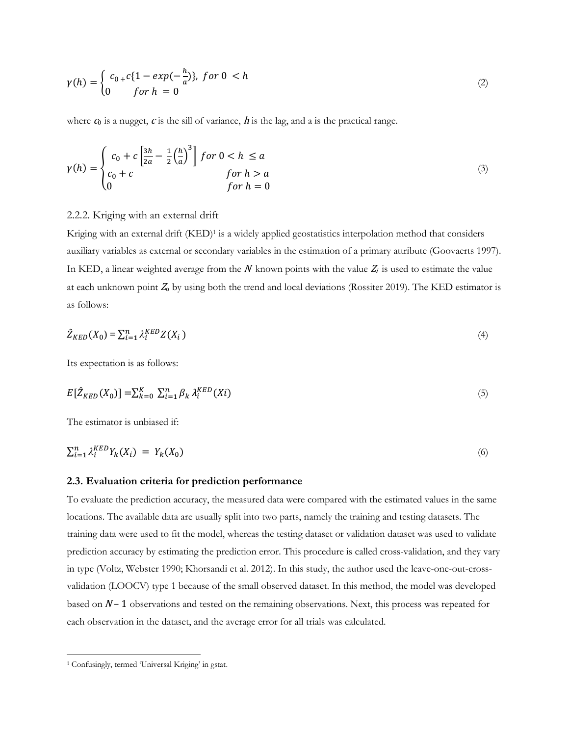$$\gamma(h) = \begin{cases} c_0 + c\{1 - exp(-\frac{h}{a})\}, \ for \ 0 < h \\ 0 \qquad for \ h = 0 \end{cases} \tag{2}$$

where $c_0$ is a nugget, $c$ is the sill of variance, $h$ is the lag, and a is the practical range.

$$\gamma(h) = \begin{cases} c_0 + c\left[\frac{3h}{2a} - \frac{1}{2}\left(\frac{h}{a}\right)^3\right] \ for \ 0 < h \leq a \\ c_0 + c \qquad for \ h > a \\ 0 \qquad for \ h = 0 \end{cases} \tag{3}$$

### 2.2.2. Kriging with an external drift

Kriging with an external drift (KED)[1] is a widely applied geostatistics interpolation method that considers auxiliary variables as external or secondary variables in the estimation of a primary attribute (Goovaerts 1997). In KED, a linear weighted average from the $N$ known points with the value $Z_i$ is used to estimate the value at each unknown point $Z_o$ by using both the trend and local deviations (Rossiter 2019). The KED estimator is as follows:

$$\hat{Z}_{KED}(X_0) = \sum_{i=1}^{n} \lambda_i^{KED} Z(X_i) \tag{4}$$

Its expectation is as follows:

$$E[\hat{Z}_{KED}(X_0)] = \sum_{k=0}^{K} \sum_{i=1}^{n} \beta_k \lambda_i^{KED}(Xi) \tag{5}$$

The estimator is unbiased if:

$$\sum_{i=1}^{n} \lambda_i^{KED} Y_k(X_i) = Y_k(X_0) \tag{6}$$

## 2.3. Evaluation criteria for prediction performance

To evaluate the prediction accuracy, the measured data were compared with the estimated values in the same locations. The available data are usually split into two parts, namely the training and testing datasets. The training data were used to fit the model, whereas the testing dataset or validation dataset was used to validate prediction accuracy by estimating the prediction error. This procedure is called cross-validation, and they vary in type (Voltz, Webster 1990; Khorsandi et al. 2012). In this study, the author used the leave-one-out-cross-validation (LOOCV) type 1 because of the small observed dataset. In this method, the model was developed based on $N-1$ observations and tested on the remaining observations. Next, this process was repeated for each observation in the dataset, and the average error for all trials was calculated.

[1] Confusingly, termed 'Universal Kriging' in gstat.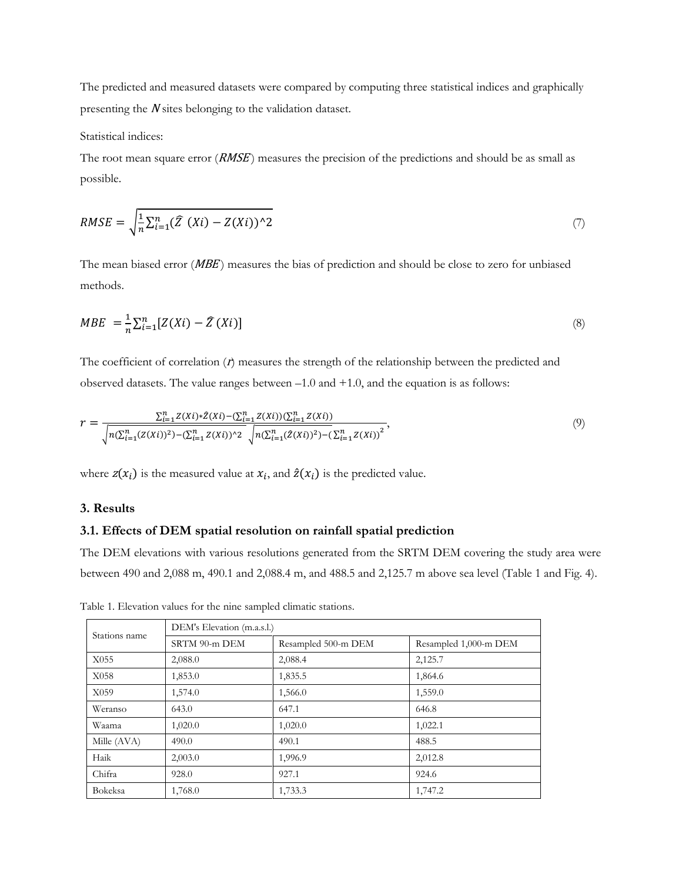The predicted and measured datasets were compared by computing three statistical indices and graphically presenting the $N$ sites belonging to the validation dataset.

Statistical indices:

The root mean square error (*RMSE*) measures the precision of the predictions and should be as small as possible.

$$RMSE = \sqrt{\frac{1}{n}\sum_{i=1}^{n}(\widehat{Z}\ (Xi) - Z(Xi))^2} \tag{7}$$

The mean biased error (*MBE*) measures the bias of prediction and should be close to zero for unbiased methods.

$$MBE\ = \frac{1}{n}\sum_{i=1}^{n}[Z(Xi) - \widehat{Z}\ (Xi)] \tag{8}$$

The coefficient of correlation ($r$) measures the strength of the relationship between the predicted and observed datasets. The value ranges between –1.0 and +1.0, and the equation is as follows:

$$r = \frac{\sum_{i=1}^{n} Z(Xi)*\hat{Z}(Xi) - (\sum_{i=1}^{n} Z(Xi))(\sum_{i=1}^{n} Z(Xi))}{\sqrt{n(\sum_{i=1}^{n}(Z(Xi))^2) - (\sum_{i=1}^{n} Z(Xi))^2}\ \sqrt{n(\sum_{i=1}^{n}(\hat{Z}(Xi))^2) - (\sum_{i=1}^{n} Z(Xi))^2}}, \tag{9}$$

where $z(x_i)$ is the measured value at $x_i$, and $\hat{z}(x_i)$ is the predicted value.

## 3. Results

### 3.1. Effects of DEM spatial resolution on rainfall spatial prediction

The DEM elevations with various resolutions generated from the SRTM DEM covering the study area were between 490 and 2,088 m, 490.1 and 2,088.4 m, and 488.5 and 2,125.7 m above sea level (Table 1 and Fig. 4).

Table 1. Elevation values for the nine sampled climatic stations.

| Stations name | DEM's Elevation (m.a.s.l.) | | |
|---|---|---|---|
| | SRTM 90-m DEM | Resampled 500-m DEM | Resampled 1,000-m DEM |
| X055 | 2,088.0 | 2,088.4 | 2,125.7 |
| X058 | 1,853.0 | 1,835.5 | 1,864.6 |
| X059 | 1,574.0 | 1,566.0 | 1,559.0 |
| Weranso | 643.0 | 647.1 | 646.8 |
| Waama | 1,020.0 | 1,020.0 | 1,022.1 |
| Mille (AVA) | 490.0 | 490.1 | 488.5 |
| Haik | 2,003.0 | 1,996.9 | 2,012.8 |
| Chifra | 928.0 | 927.1 | 924.6 |
| Bokeksa | 1,768.0 | 1,733.3 | 1,747.2 |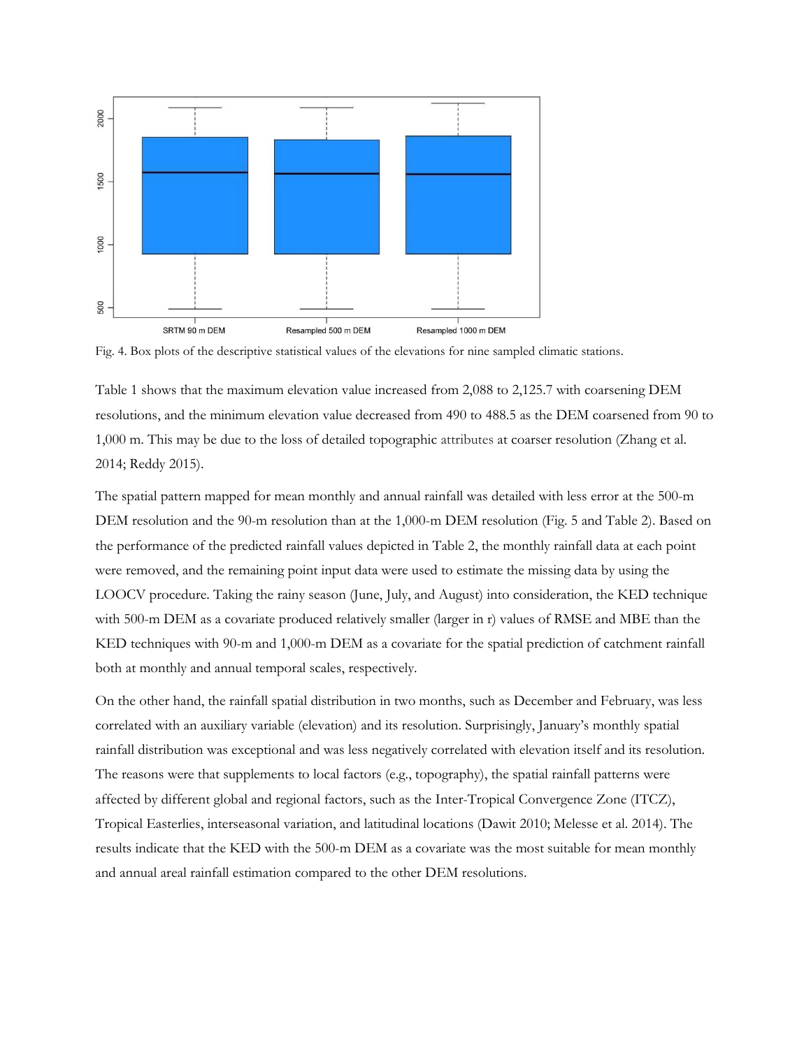Fig. 4. Box plots of the descriptive statistical values of the elevations for nine sampled climatic stations.

Table 1 shows that the maximum elevation value increased from 2,088 to 2,125.7 with coarsening DEM resolutions, and the minimum elevation value decreased from 490 to 488.5 as the DEM coarsened from 90 to 1,000 m. This may be due to the loss of detailed topographic attributes at coarser resolution (Zhang et al. 2014; Reddy 2015).

The spatial pattern mapped for mean monthly and annual rainfall was detailed with less error at the 500-m DEM resolution and the 90-m resolution than at the 1,000-m DEM resolution (Fig. 5 and Table 2). Based on the performance of the predicted rainfall values depicted in Table 2, the monthly rainfall data at each point were removed, and the remaining point input data were used to estimate the missing data by using the LOOCV procedure. Taking the rainy season (June, July, and August) into consideration, the KED technique with 500-m DEM as a covariate produced relatively smaller (larger in r) values of RMSE and MBE than the KED techniques with 90-m and 1,000-m DEM as a covariate for the spatial prediction of catchment rainfall both at monthly and annual temporal scales, respectively.

On the other hand, the rainfall spatial distribution in two months, such as December and February, was less correlated with an auxiliary variable (elevation) and its resolution. Surprisingly, January's monthly spatial rainfall distribution was exceptional and was less negatively correlated with elevation itself and its resolution. The reasons were that supplements to local factors (e.g., topography), the spatial rainfall patterns were affected by different global and regional factors, such as the Inter-Tropical Convergence Zone (ITCZ), Tropical Easterlies, interseasonal variation, and latitudinal locations (Dawit 2010; Melesse et al. 2014). The results indicate that the KED with the 500-m DEM as a covariate was the most suitable for mean monthly and annual areal rainfall estimation compared to the other DEM resolutions.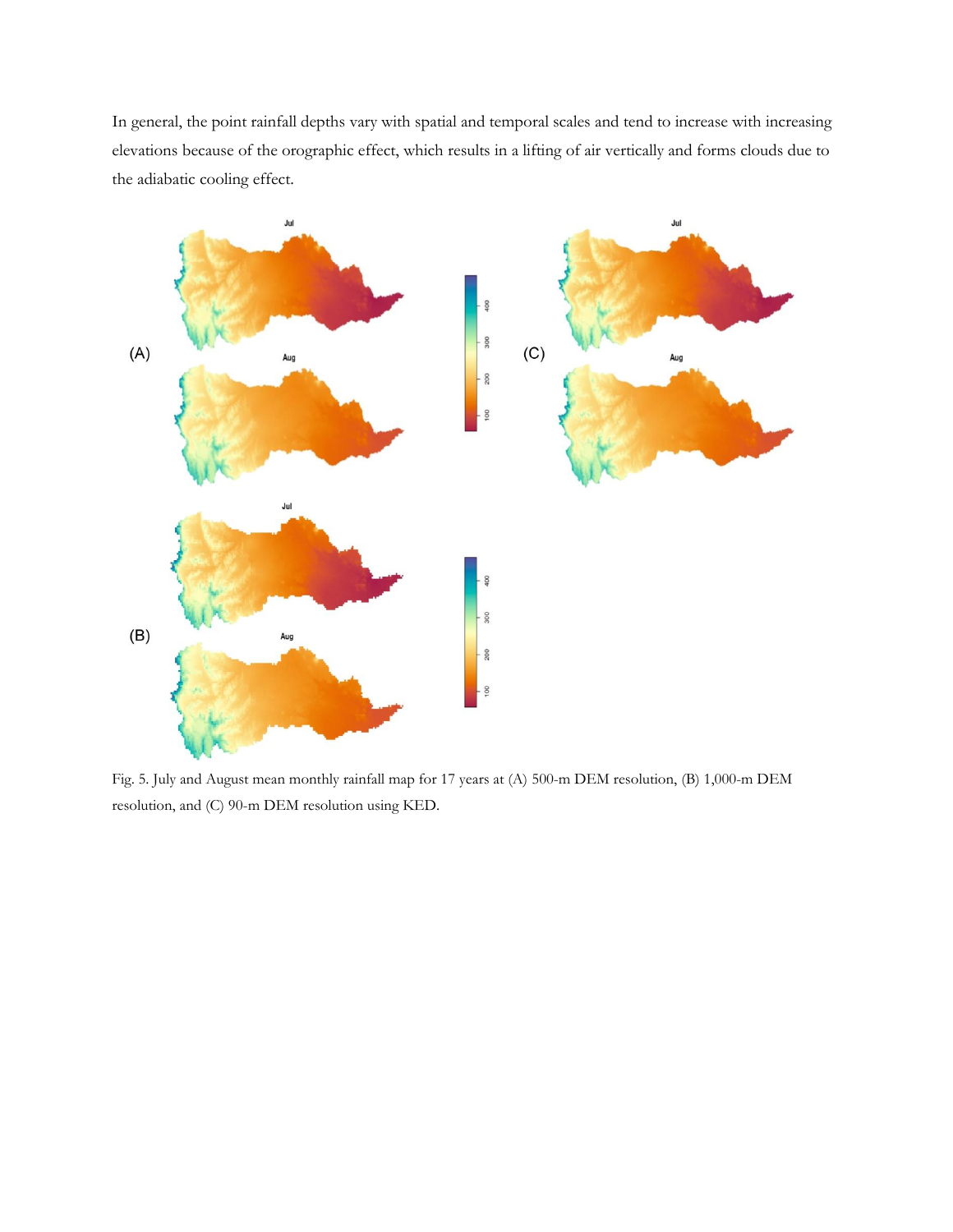In general, the point rainfall depths vary with spatial and temporal scales and tend to increase with increasing elevations because of the orographic effect, which results in a lifting of air vertically and forms clouds due to the adiabatic cooling effect.

Fig. 5. July and August mean monthly rainfall map for 17 years at (A) 500-m DEM resolution, (B) 1,000-m DEM resolution, and (C) 90-m DEM resolution using KED.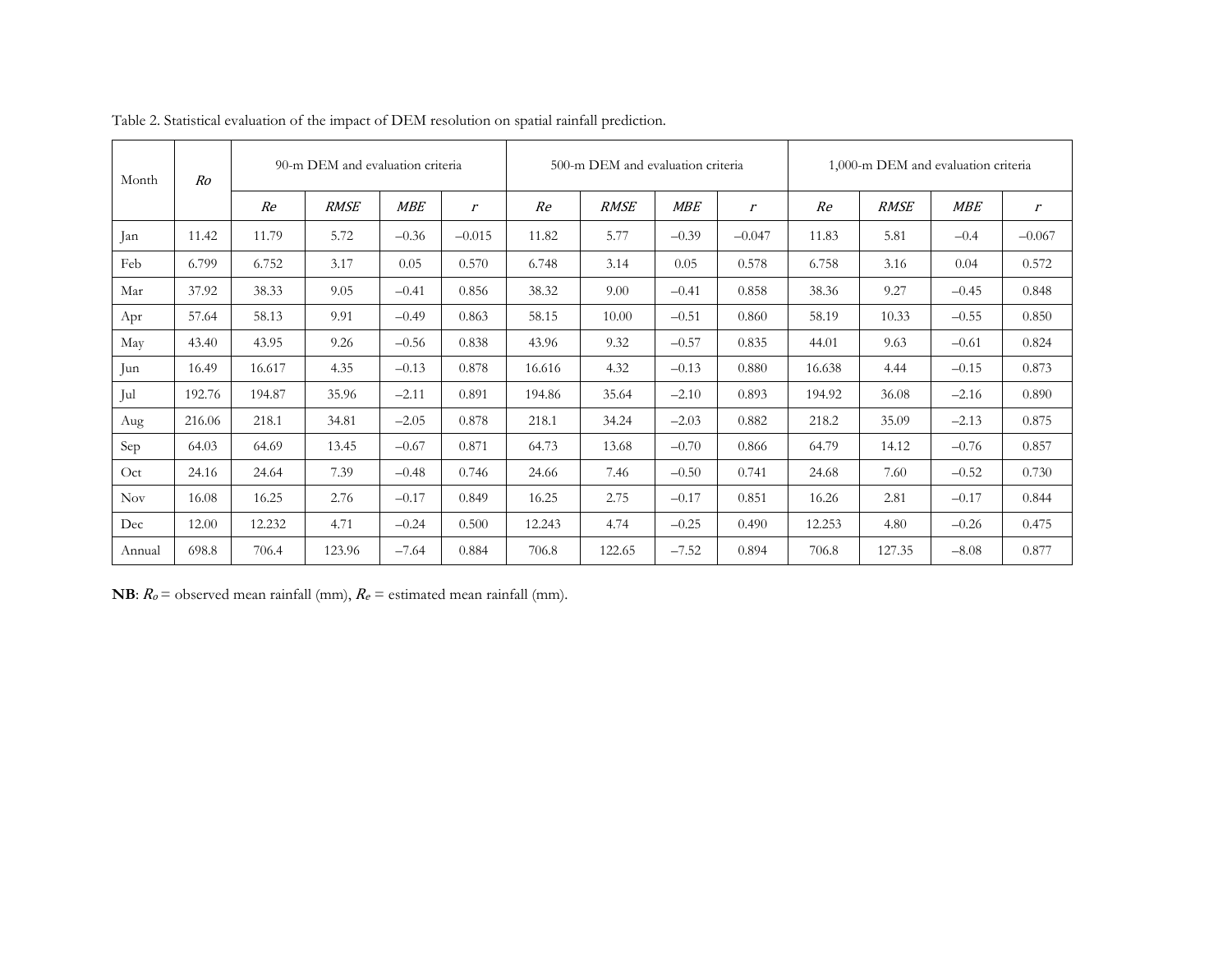Table 2. Statistical evaluation of the impact of DEM resolution on spatial rainfall prediction.

| Month | *Ro* | 90-m DEM and evaluation criteria | | | | 500-m DEM and evaluation criteria | | | | 1,000-m DEM and evaluation criteria | | | |
|---|---|---|---|---|---|---|---|---|---|---|---|---|---|
| | | *Re* | *RMSE* | *MBE* | *r* | *Re* | *RMSE* | *MBE* | *r* | *Re* | *RMSE* | *MBE* | *r* |
| Jan | 11.42 | 11.79 | 5.72 | –0.36 | –0.015 | 11.82 | 5.77 | –0.39 | –0.047 | 11.83 | 5.81 | –0.4 | –0.067 |
| Feb | 6.799 | 6.752 | 3.17 | 0.05 | 0.570 | 6.748 | 3.14 | 0.05 | 0.578 | 6.758 | 3.16 | 0.04 | 0.572 |
| Mar | 37.92 | 38.33 | 9.05 | –0.41 | 0.856 | 38.32 | 9.00 | –0.41 | 0.858 | 38.36 | 9.27 | –0.45 | 0.848 |
| Apr | 57.64 | 58.13 | 9.91 | –0.49 | 0.863 | 58.15 | 10.00 | –0.51 | 0.860 | 58.19 | 10.33 | –0.55 | 0.850 |
| May | 43.40 | 43.95 | 9.26 | –0.56 | 0.838 | 43.96 | 9.32 | –0.57 | 0.835 | 44.01 | 9.63 | –0.61 | 0.824 |
| Jun | 16.49 | 16.617 | 4.35 | –0.13 | 0.878 | 16.616 | 4.32 | –0.13 | 0.880 | 16.638 | 4.44 | –0.15 | 0.873 |
| Jul | 192.76 | 194.87 | 35.96 | –2.11 | 0.891 | 194.86 | 35.64 | –2.10 | 0.893 | 194.92 | 36.08 | –2.16 | 0.890 |
| Aug | 216.06 | 218.1 | 34.81 | –2.05 | 0.878 | 218.1 | 34.24 | –2.03 | 0.882 | 218.2 | 35.09 | –2.13 | 0.875 |
| Sep | 64.03 | 64.69 | 13.45 | –0.67 | 0.871 | 64.73 | 13.68 | –0.70 | 0.866 | 64.79 | 14.12 | –0.76 | 0.857 |
| Oct | 24.16 | 24.64 | 7.39 | –0.48 | 0.746 | 24.66 | 7.46 | –0.50 | 0.741 | 24.68 | 7.60 | –0.52 | 0.730 |
| Nov | 16.08 | 16.25 | 2.76 | –0.17 | 0.849 | 16.25 | 2.75 | –0.17 | 0.851 | 16.26 | 2.81 | –0.17 | 0.844 |
| Dec | 12.00 | 12.232 | 4.71 | –0.24 | 0.500 | 12.243 | 4.74 | –0.25 | 0.490 | 12.253 | 4.80 | –0.26 | 0.475 |
| Annual | 698.8 | 706.4 | 123.96 | –7.64 | 0.884 | 706.8 | 122.65 | –7.52 | 0.894 | 706.8 | 127.35 | –8.08 | 0.877 |

**NB**: $R_o$ = observed mean rainfall (mm), $R_e$ = estimated mean rainfall (mm).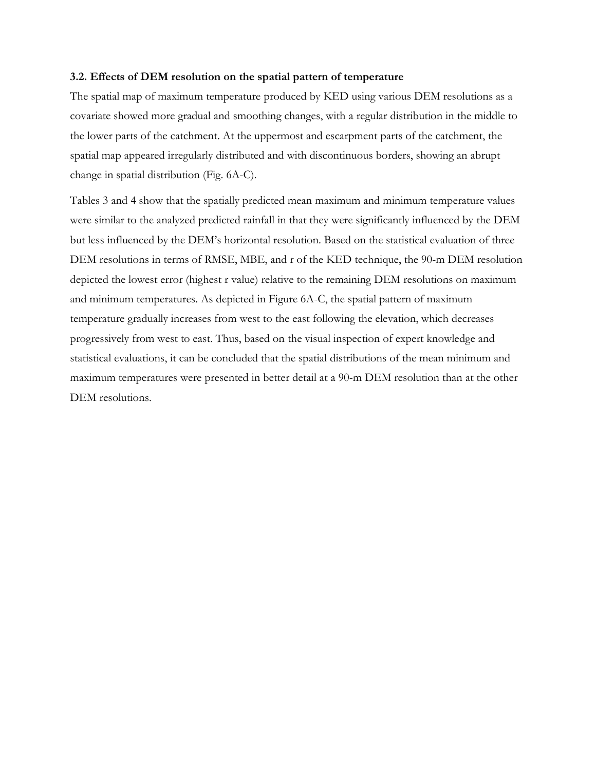### 3.2. Effects of DEM resolution on the spatial pattern of temperature

The spatial map of maximum temperature produced by KED using various DEM resolutions as a covariate showed more gradual and smoothing changes, with a regular distribution in the middle to the lower parts of the catchment. At the uppermost and escarpment parts of the catchment, the spatial map appeared irregularly distributed and with discontinuous borders, showing an abrupt change in spatial distribution (Fig. 6A-C).

Tables 3 and 4 show that the spatially predicted mean maximum and minimum temperature values were similar to the analyzed predicted rainfall in that they were significantly influenced by the DEM but less influenced by the DEM's horizontal resolution. Based on the statistical evaluation of three DEM resolutions in terms of RMSE, MBE, and r of the KED technique, the 90-m DEM resolution depicted the lowest error (highest r value) relative to the remaining DEM resolutions on maximum and minimum temperatures. As depicted in Figure 6A-C, the spatial pattern of maximum temperature gradually increases from west to the east following the elevation, which decreases progressively from west to east. Thus, based on the visual inspection of expert knowledge and statistical evaluations, it can be concluded that the spatial distributions of the mean minimum and maximum temperatures were presented in better detail at a 90-m DEM resolution than at the other DEM resolutions.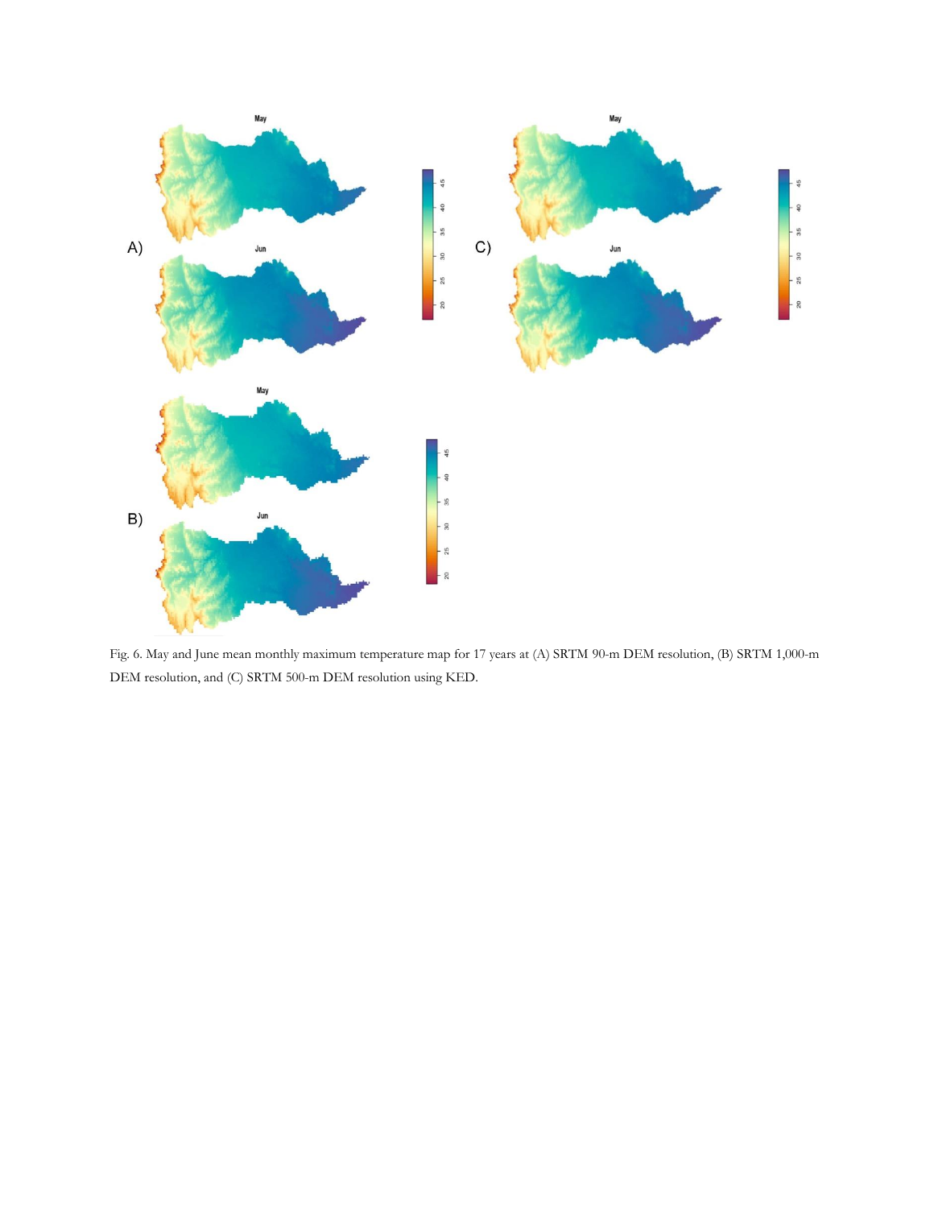Fig. 6. May and June mean monthly maximum temperature map for 17 years at (A) SRTM 90-m DEM resolution, (B) SRTM 1,000-m DEM resolution, and (C) SRTM 500-m DEM resolution using KED.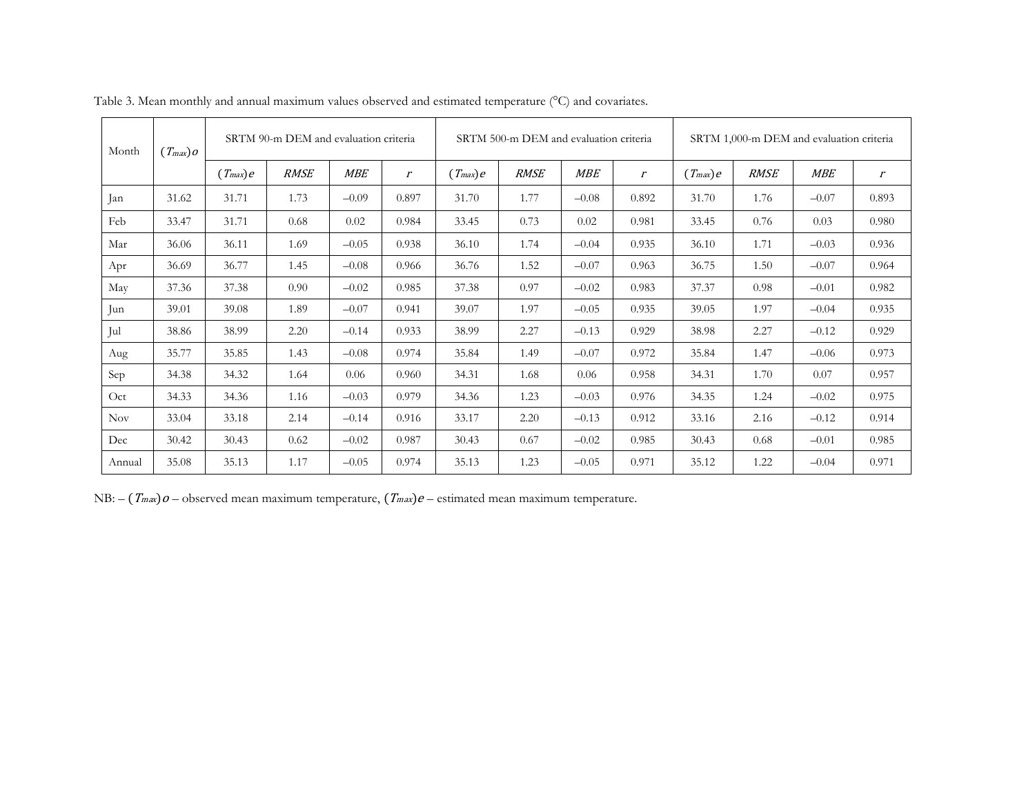Table 3. Mean monthly and annual maximum values observed and estimated temperature (°C) and covariates.

| Month | $(T_{max})o$ | SRTM 90-m DEM and evaluation criteria | | | | SRTM 500-m DEM and evaluation criteria | | | | SRTM 1,000-m DEM and evaluation criteria | | | |
|---|---|---|---|---|---|---|---|---|---|---|---|---|---|
| | | $(T_{max})e$ | *RMSE* | *MBE* | $r$ | $(T_{max})e$ | *RMSE* | *MBE* | $r$ | $(T_{max})e$ | *RMSE* | *MBE* | $r$ |
| Jan | 31.62 | 31.71 | 1.73 | –0.09 | 0.897 | 31.70 | 1.77 | –0.08 | 0.892 | 31.70 | 1.76 | –0.07 | 0.893 |
| Feb | 33.47 | 31.71 | 0.68 | 0.02 | 0.984 | 33.45 | 0.73 | 0.02 | 0.981 | 33.45 | 0.76 | 0.03 | 0.980 |
| Mar | 36.06 | 36.11 | 1.69 | –0.05 | 0.938 | 36.10 | 1.74 | –0.04 | 0.935 | 36.10 | 1.71 | –0.03 | 0.936 |
| Apr | 36.69 | 36.77 | 1.45 | –0.08 | 0.966 | 36.76 | 1.52 | –0.07 | 0.963 | 36.75 | 1.50 | –0.07 | 0.964 |
| May | 37.36 | 37.38 | 0.90 | –0.02 | 0.985 | 37.38 | 0.97 | –0.02 | 0.983 | 37.37 | 0.98 | –0.01 | 0.982 |
| Jun | 39.01 | 39.08 | 1.89 | –0.07 | 0.941 | 39.07 | 1.97 | –0.05 | 0.935 | 39.05 | 1.97 | –0.04 | 0.935 |
| Jul | 38.86 | 38.99 | 2.20 | –0.14 | 0.933 | 38.99 | 2.27 | –0.13 | 0.929 | 38.98 | 2.27 | –0.12 | 0.929 |
| Aug | 35.77 | 35.85 | 1.43 | –0.08 | 0.974 | 35.84 | 1.49 | –0.07 | 0.972 | 35.84 | 1.47 | –0.06 | 0.973 |
| Sep | 34.38 | 34.32 | 1.64 | 0.06 | 0.960 | 34.31 | 1.68 | 0.06 | 0.958 | 34.31 | 1.70 | 0.07 | 0.957 |
| Oct | 34.33 | 34.36 | 1.16 | –0.03 | 0.979 | 34.36 | 1.23 | –0.03 | 0.976 | 34.35 | 1.24 | –0.02 | 0.975 |
| Nov | 33.04 | 33.18 | 2.14 | –0.14 | 0.916 | 33.17 | 2.20 | –0.13 | 0.912 | 33.16 | 2.16 | –0.12 | 0.914 |
| Dec | 30.42 | 30.43 | 0.62 | –0.02 | 0.987 | 30.43 | 0.67 | –0.02 | 0.985 | 30.43 | 0.68 | –0.01 | 0.985 |
| Annual | 35.08 | 35.13 | 1.17 | –0.05 | 0.974 | 35.13 | 1.23 | –0.05 | 0.971 | 35.12 | 1.22 | –0.04 | 0.971 |

NB: – $(T_{max})o$ – observed mean maximum temperature, $(T_{max})e$ – estimated mean maximum temperature.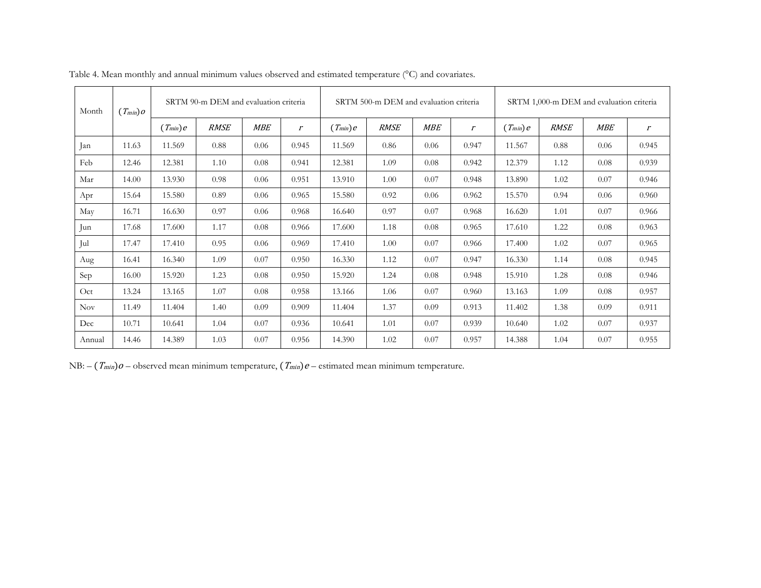Table 4. Mean monthly and annual minimum values observed and estimated temperature (°C) and covariates.

| Month | $(T_{min})o$ | SRTM 90-m DEM and evaluation criteria | | | | SRTM 500-m DEM and evaluation criteria | | | | SRTM 1,000-m DEM and evaluation criteria | | | |
|---|---|---|---|---|---|---|---|---|---|---|---|---|---|
| | | $(T_{min})e$ | *RMSE* | *MBE* | *r* | $(T_{min})e$ | *RMSE* | *MBE* | *r* | $(T_{min})e$ | *RMSE* | *MBE* | *r* |
| Jan | 11.63 | 11.569 | 0.88 | 0.06 | 0.945 | 11.569 | 0.86 | 0.06 | 0.947 | 11.567 | 0.88 | 0.06 | 0.945 |
| Feb | 12.46 | 12.381 | 1.10 | 0.08 | 0.941 | 12.381 | 1.09 | 0.08 | 0.942 | 12.379 | 1.12 | 0.08 | 0.939 |
| Mar | 14.00 | 13.930 | 0.98 | 0.06 | 0.951 | 13.910 | 1.00 | 0.07 | 0.948 | 13.890 | 1.02 | 0.07 | 0.946 |
| Apr | 15.64 | 15.580 | 0.89 | 0.06 | 0.965 | 15.580 | 0.92 | 0.06 | 0.962 | 15.570 | 0.94 | 0.06 | 0.960 |
| May | 16.71 | 16.630 | 0.97 | 0.06 | 0.968 | 16.640 | 0.97 | 0.07 | 0.968 | 16.620 | 1.01 | 0.07 | 0.966 |
| Jun | 17.68 | 17.600 | 1.17 | 0.08 | 0.966 | 17.600 | 1.18 | 0.08 | 0.965 | 17.610 | 1.22 | 0.08 | 0.963 |
| Jul | 17.47 | 17.410 | 0.95 | 0.06 | 0.969 | 17.410 | 1.00 | 0.07 | 0.966 | 17.400 | 1.02 | 0.07 | 0.965 |
| Aug | 16.41 | 16.340 | 1.09 | 0.07 | 0.950 | 16.330 | 1.12 | 0.07 | 0.947 | 16.330 | 1.14 | 0.08 | 0.945 |
| Sep | 16.00 | 15.920 | 1.23 | 0.08 | 0.950 | 15.920 | 1.24 | 0.08 | 0.948 | 15.910 | 1.28 | 0.08 | 0.946 |
| Oct | 13.24 | 13.165 | 1.07 | 0.08 | 0.958 | 13.166 | 1.06 | 0.07 | 0.960 | 13.163 | 1.09 | 0.08 | 0.957 |
| Nov | 11.49 | 11.404 | 1.40 | 0.09 | 0.909 | 11.404 | 1.37 | 0.09 | 0.913 | 11.402 | 1.38 | 0.09 | 0.911 |
| Dec | 10.71 | 10.641 | 1.04 | 0.07 | 0.936 | 10.641 | 1.01 | 0.07 | 0.939 | 10.640 | 1.02 | 0.07 | 0.937 |
| Annual | 14.46 | 14.389 | 1.03 | 0.07 | 0.956 | 14.390 | 1.02 | 0.07 | 0.957 | 14.388 | 1.04 | 0.07 | 0.955 |

NB: – $(T_{min})o$ – observed mean minimum temperature, $(T_{min})e$ – estimated mean minimum temperature.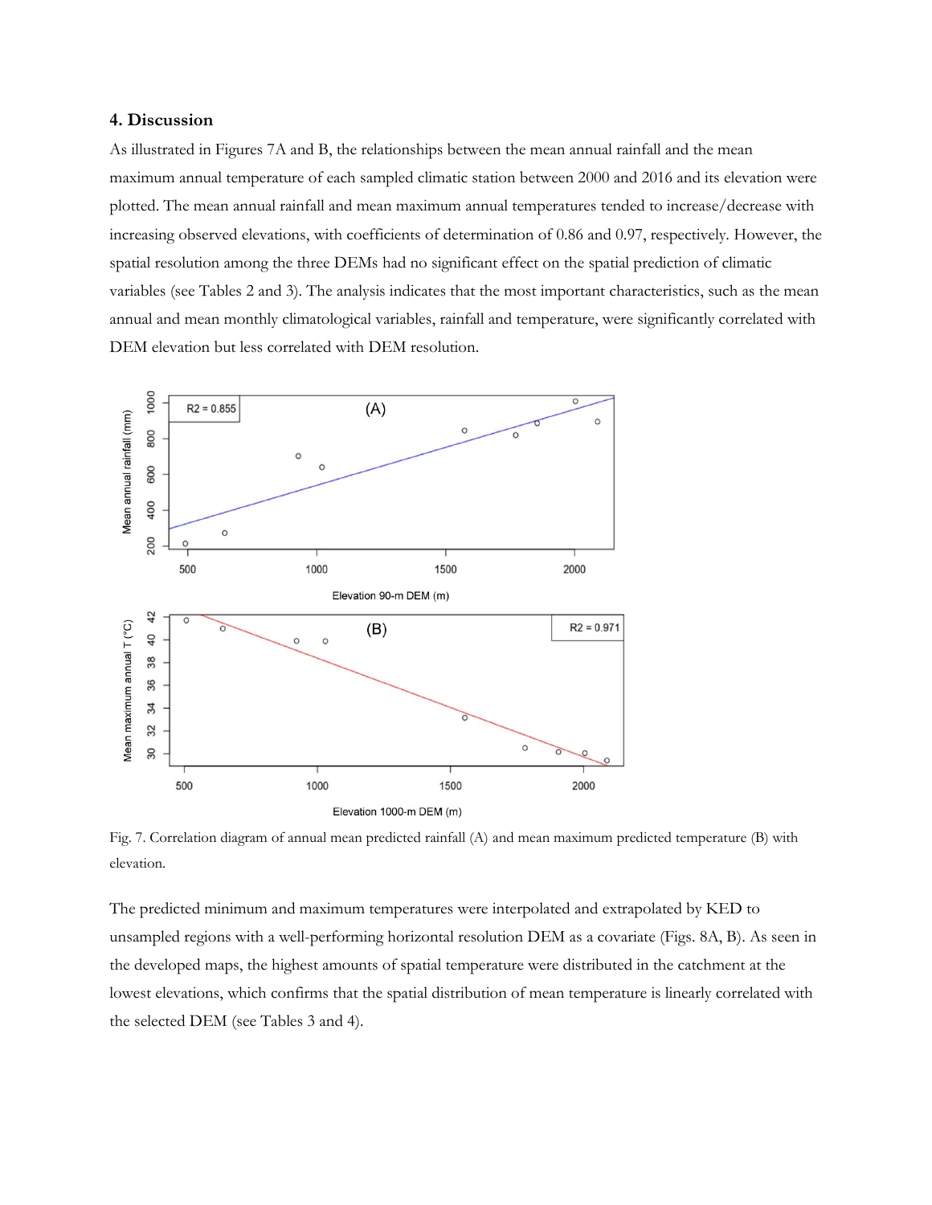## 4. Discussion

As illustrated in Figures 7A and B, the relationships between the mean annual rainfall and the mean maximum annual temperature of each sampled climatic station between 2000 and 2016 and its elevation were plotted. The mean annual rainfall and mean maximum annual temperatures tended to increase/decrease with increasing observed elevations, with coefficients of determination of 0.86 and 0.97, respectively. However, the spatial resolution among the three DEMs had no significant effect on the spatial prediction of climatic variables (see Tables 2 and 3). The analysis indicates that the most important characteristics, such as the mean annual and mean monthly climatological variables, rainfall and temperature, were significantly correlated with DEM elevation but less correlated with DEM resolution.

Fig. 7. Correlation diagram of annual mean predicted rainfall (A) and mean maximum predicted temperature (B) with elevation.

The predicted minimum and maximum temperatures were interpolated and extrapolated by KED to unsampled regions with a well-performing horizontal resolution DEM as a covariate (Figs. 8A, B). As seen in the developed maps, the highest amounts of spatial temperature were distributed in the catchment at the lowest elevations, which confirms that the spatial distribution of mean temperature is linearly correlated with the selected DEM (see Tables 3 and 4).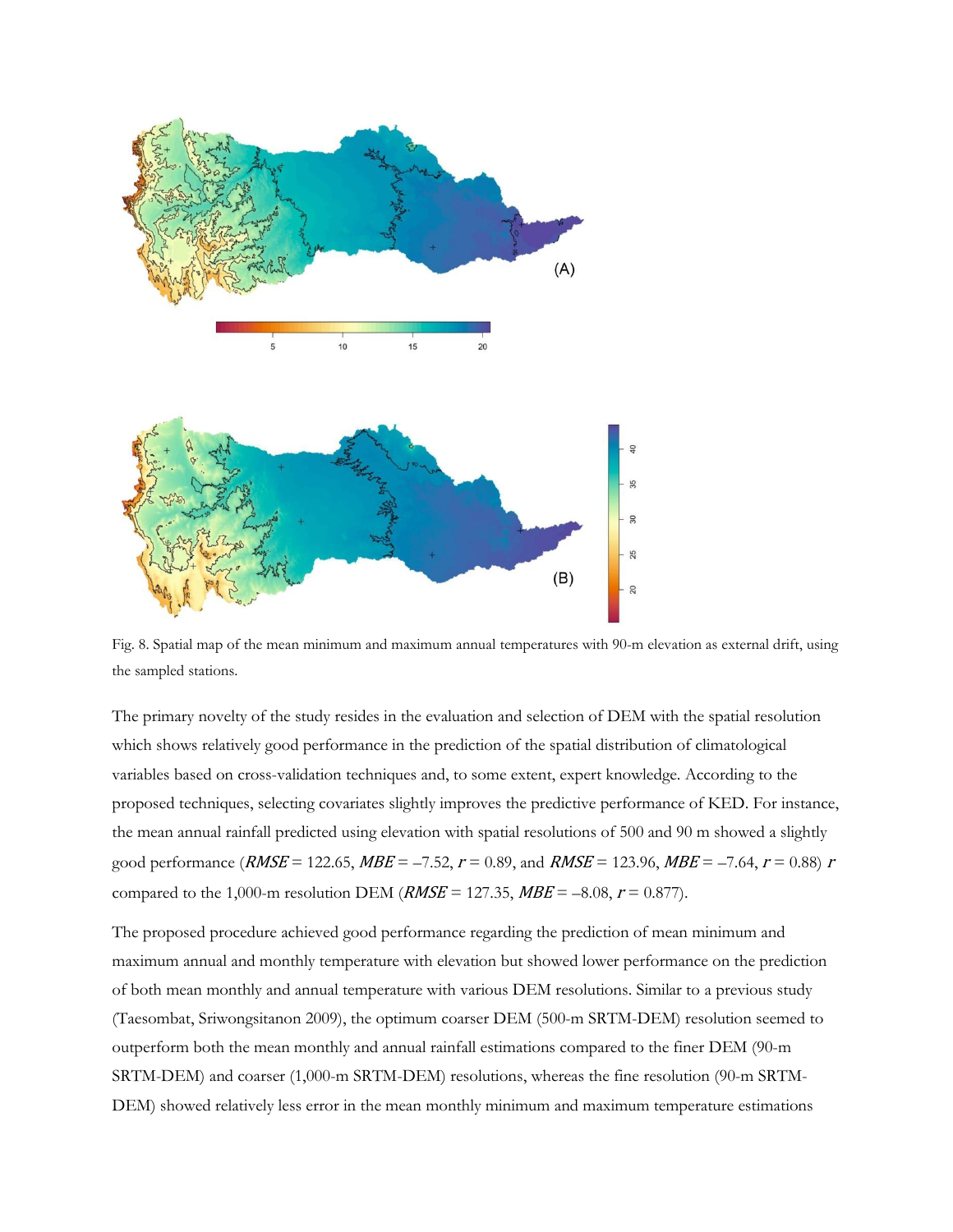Fig. 8. Spatial map of the mean minimum and maximum annual temperatures with 90-m elevation as external drift, using the sampled stations.

The primary novelty of the study resides in the evaluation and selection of DEM with the spatial resolution which shows relatively good performance in the prediction of the spatial distribution of climatological variables based on cross-validation techniques and, to some extent, expert knowledge. According to the proposed techniques, selecting covariates slightly improves the predictive performance of KED. For instance, the mean annual rainfall predicted using elevation with spatial resolutions of 500 and 90 m showed a slightly good performance (*RMSE* = 122.65, *MBE* = –7.52, $r$ = 0.89, and *RMSE* = 123.96, *MBE* = –7.64, $r$ = 0.88) $r$ compared to the 1,000-m resolution DEM (*RMSE* = 127.35, *MBE* = –8.08, $r$ = 0.877).

The proposed procedure achieved good performance regarding the prediction of mean minimum and maximum annual and monthly temperature with elevation but showed lower performance on the prediction of both mean monthly and annual temperature with various DEM resolutions. Similar to a previous study (Taesombat, Sriwongsitanon 2009), the optimum coarser DEM (500-m SRTM-DEM) resolution seemed to outperform both the mean monthly and annual rainfall estimations compared to the finer DEM (90-m SRTM-DEM) and coarser (1,000-m SRTM-DEM) resolutions, whereas the fine resolution (90-m SRTM-DEM) showed relatively less error in the mean monthly minimum and maximum temperature estimations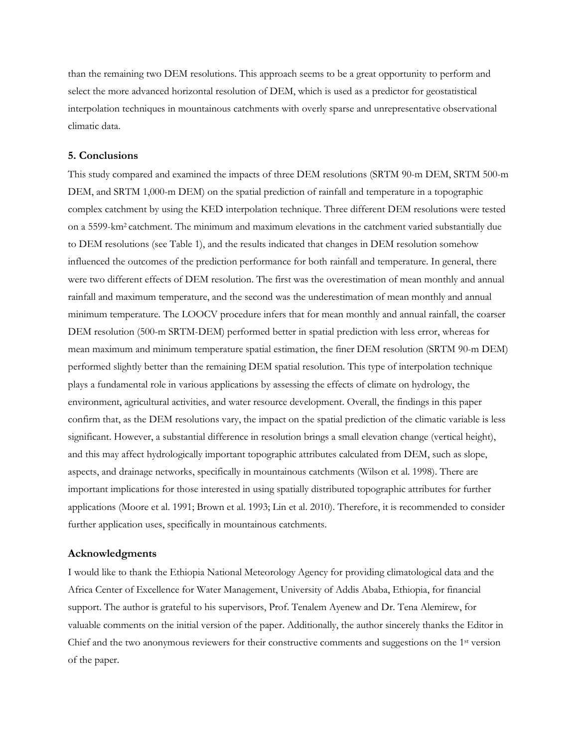than the remaining two DEM resolutions. This approach seems to be a great opportunity to perform and select the more advanced horizontal resolution of DEM, which is used as a predictor for geostatistical interpolation techniques in mountainous catchments with overly sparse and unrepresentative observational climatic data.

## 5. Conclusions

This study compared and examined the impacts of three DEM resolutions (SRTM 90-m DEM, SRTM 500-m DEM, and SRTM 1,000-m DEM) on the spatial prediction of rainfall and temperature in a topographic complex catchment by using the KED interpolation technique. Three different DEM resolutions were tested on a 5599-km$^2$ catchment. The minimum and maximum elevations in the catchment varied substantially due to DEM resolutions (see Table 1), and the results indicated that changes in DEM resolution somehow influenced the outcomes of the prediction performance for both rainfall and temperature. In general, there were two different effects of DEM resolution. The first was the overestimation of mean monthly and annual rainfall and maximum temperature, and the second was the underestimation of mean monthly and annual minimum temperature. The LOOCV procedure infers that for mean monthly and annual rainfall, the coarser DEM resolution (500-m SRTM-DEM) performed better in spatial prediction with less error, whereas for mean maximum and minimum temperature spatial estimation, the finer DEM resolution (SRTM 90-m DEM) performed slightly better than the remaining DEM spatial resolution. This type of interpolation technique plays a fundamental role in various applications by assessing the effects of climate on hydrology, the environment, agricultural activities, and water resource development. Overall, the findings in this paper confirm that, as the DEM resolutions vary, the impact on the spatial prediction of the climatic variable is less significant. However, a substantial difference in resolution brings a small elevation change (vertical height), and this may affect hydrologically important topographic attributes calculated from DEM, such as slope, aspects, and drainage networks, specifically in mountainous catchments (Wilson et al. 1998). There are important implications for those interested in using spatially distributed topographic attributes for further applications (Moore et al. 1991; Brown et al. 1993; Lin et al. 2010). Therefore, it is recommended to consider further application uses, specifically in mountainous catchments.

## Acknowledgments

I would like to thank the Ethiopia National Meteorology Agency for providing climatological data and the Africa Center of Excellence for Water Management, University of Addis Ababa, Ethiopia, for financial support. The author is grateful to his supervisors, Prof. Tenalem Ayenew and Dr. Tena Alemirew, for valuable comments on the initial version of the paper. Additionally, the author sincerely thanks the Editor in Chief and the two anonymous reviewers for their constructive comments and suggestions on the 1st version of the paper.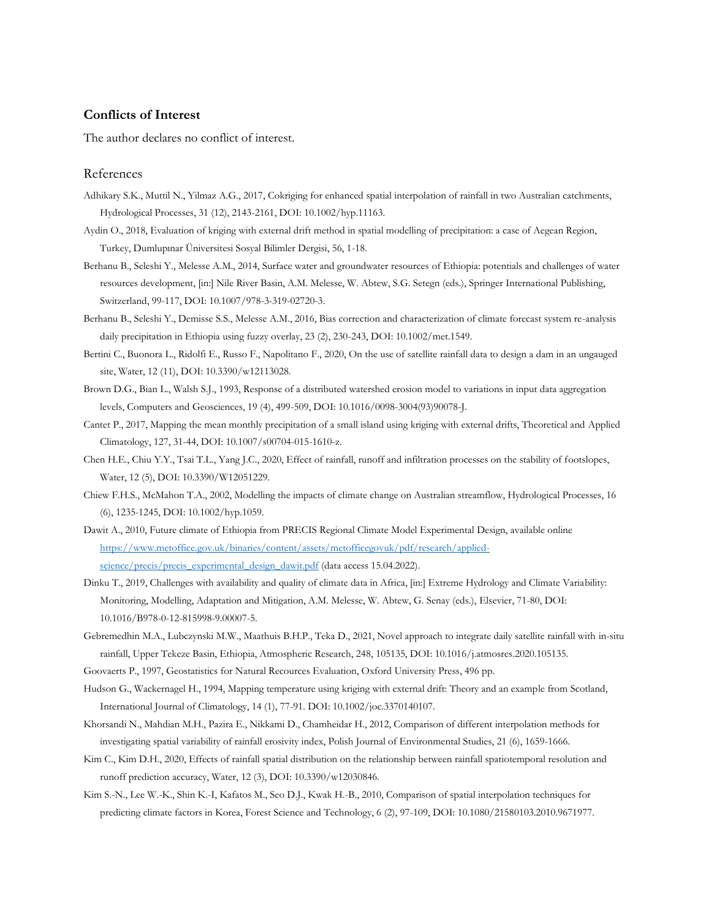## Conflicts of Interest

The author declares no conflict of interest.

## References

Adhikary S.K., Muttil N., Yilmaz A.G., 2017, Cokriging for enhanced spatial interpolation of rainfall in two Australian catchments, Hydrological Processes, 31 (12), 2143-2161, DOI: 10.1002/hyp.11163.

Aydin O., 2018, Evaluation of kriging with external drift method in spatial modelling of precipitation: a case of Aegean Region, Turkey, Dumlupınar Üniversitesi Sosyal Bilimler Dergisi, 56, 1-18.

Berhanu B., Seleshi Y., Melesse A.M., 2014, Surface water and groundwater resources of Ethiopia: potentials and challenges of water resources development, [in:] Nile River Basin, A.M. Melesse, W. Abtew, S.G. Setegn (eds.), Springer International Publishing, Switzerland, 99-117, DOI: 10.1007/978-3-319-02720-3.

Berhanu B., Seleshi Y., Demisse S.S., Melesse A.M., 2016, Bias correction and characterization of climate forecast system re-analysis daily precipitation in Ethiopia using fuzzy overlay, 23 (2), 230-243, DOI: 10.1002/met.1549.

Bertini C., Buonora L., Ridolfi E., Russo F., Napolitano F., 2020, On the use of satellite rainfall data to design a dam in an ungauged site, Water, 12 (11), DOI: 10.3390/w12113028.

Brown D.G., Bian L., Walsh S.J., 1993, Response of a distributed watershed erosion model to variations in input data aggregation levels, Computers and Geosciences, 19 (4), 499-509, DOI: 10.1016/0098-3004(93)90078-J.

Cantet P., 2017, Mapping the mean monthly precipitation of a small island using kriging with external drifts, Theoretical and Applied Climatology, 127, 31-44, DOI: 10.1007/s00704-015-1610-z.

Chen H.E., Chiu Y.Y., Tsai T.L., Yang J.C., 2020, Effect of rainfall, runoff and infiltration processes on the stability of footslopes, Water, 12 (5), DOI: 10.3390/W12051229.

Chiew F.H.S., McMahon T.A., 2002, Modelling the impacts of climate change on Australian streamflow, Hydrological Processes, 16 (6), 1235-1245, DOI: 10.1002/hyp.1059.

Dawit A., 2010, Future climate of Ethiopia from PRECIS Regional Climate Model Experimental Design, available online [https://www.metoffice.gov.uk/binaries/content/assets/metofficegovuk/pdf/research/applied-science/precis/precis_experimental_design_dawit.pdf](https://www.metoffice.gov.uk/binaries/content/assets/metofficegovuk/pdf/research/applied-science/precis/precis_experimental_design_dawit.pdf) (data access 15.04.2022).

Dinku T., 2019, Challenges with availability and quality of climate data in Africa, [in:] Extreme Hydrology and Climate Variability: Monitoring, Modelling, Adaptation and Mitigation, A.M. Melesse, W. Abtew, G. Senay (eds.), Elsevier, 71-80, DOI: 10.1016/B978-0-12-815998-9.00007-5.

Gebremedhin M.A., Lubczynski M.W., Maathuis B.H.P., Teka D., 2021, Novel approach to integrate daily satellite rainfall with in-situ rainfall, Upper Tekeze Basin, Ethiopia, Atmospheric Research, 248, 105135, DOI: 10.1016/j.atmosres.2020.105135.

Goovaerts P., 1997, Geostatistics for Natural Recources Evaluation, Oxford University Press, 496 pp.

Hudson G., Wackernagel H., 1994, Mapping temperature using kriging with external drift: Theory and an example from Scotland, International Journal of Climatology, 14 (1), 77-91. DOI: 10.1002/joc.3370140107.

Khorsandi N., Mahdian M.H., Pazira E., Nikkami D., Chamheidar H., 2012, Comparison of different interpolation methods for investigating spatial variability of rainfall erosivity index, Polish Journal of Environmental Studies, 21 (6), 1659-1666.

Kim C., Kim D.H., 2020, Effects of rainfall spatial distribution on the relationship between rainfall spatiotemporal resolution and runoff prediction accuracy, Water, 12 (3), DOI: 10.3390/w12030846.

Kim S.-N., Lee W.-K., Shin K.-I, Kafatos M., Seo D.J., Kwak H.-B., 2010, Comparison of spatial interpolation techniques for predicting climate factors in Korea, Forest Science and Technology, 6 (2), 97-109, DOI: 10.1080/21580103.2010.9671977.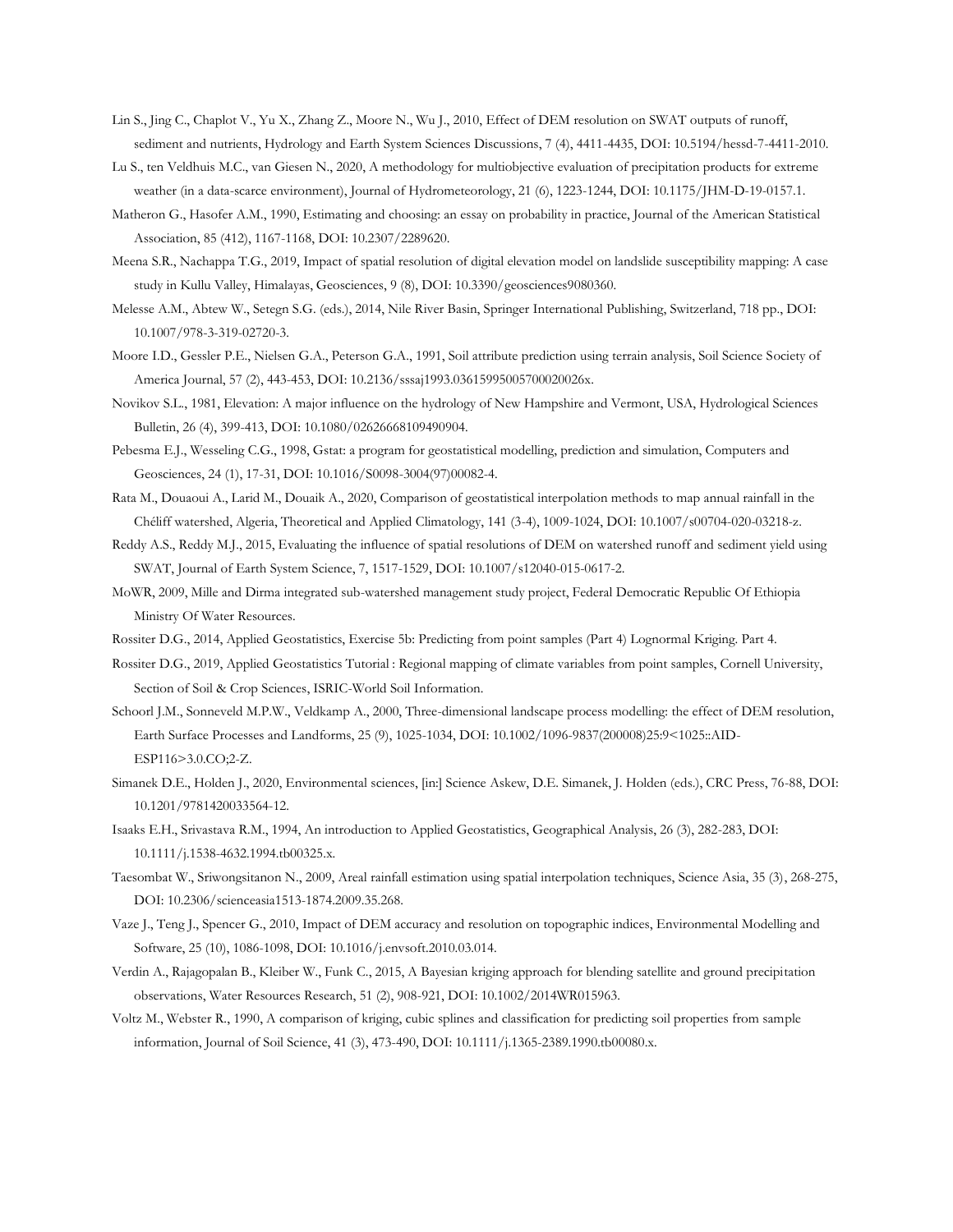Lin S., Jing C., Chaplot V., Yu X., Zhang Z., Moore N., Wu J., 2010, Effect of DEM resolution on SWAT outputs of runoff, sediment and nutrients, Hydrology and Earth System Sciences Discussions, 7 (4), 4411-4435, DOI: 10.5194/hessd-7-4411-2010.

Lu S., ten Veldhuis M.C., van Giesen N., 2020, A methodology for multiobjective evaluation of precipitation products for extreme weather (in a data-scarce environment), Journal of Hydrometeorology, 21 (6), 1223-1244, DOI: 10.1175/JHM-D-19-0157.1.

Matheron G., Hasofer A.M., 1990, Estimating and choosing: an essay on probability in practice, Journal of the American Statistical Association, 85 (412), 1167-1168, DOI: 10.2307/2289620.

Meena S.R., Nachappa T.G., 2019, Impact of spatial resolution of digital elevation model on landslide susceptibility mapping: A case study in Kullu Valley, Himalayas, Geosciences, 9 (8), DOI: 10.3390/geosciences9080360.

Melesse A.M., Abtew W., Setegn S.G. (eds.), 2014, Nile River Basin, Springer International Publishing, Switzerland, 718 pp., DOI: 10.1007/978-3-319-02720-3.

Moore I.D., Gessler P.E., Nielsen G.A., Peterson G.A., 1991, Soil attribute prediction using terrain analysis, Soil Science Society of America Journal, 57 (2), 443-453, DOI: 10.2136/sssaj1993.03615995005700020026x.

Novikov S.L., 1981, Elevation: A major influence on the hydrology of New Hampshire and Vermont, USA, Hydrological Sciences Bulletin, 26 (4), 399-413, DOI: 10.1080/02626668109490904.

Pebesma E.J., Wesseling C.G., 1998, Gstat: a program for geostatistical modelling, prediction and simulation, Computers and Geosciences, 24 (1), 17-31, DOI: 10.1016/S0098-3004(97)00082-4.

Rata M., Douaoui A., Larid M., Douaik A., 2020, Comparison of geostatistical interpolation methods to map annual rainfall in the Chéliff watershed, Algeria, Theoretical and Applied Climatology, 141 (3-4), 1009-1024, DOI: 10.1007/s00704-020-03218-z.

Reddy A.S., Reddy M.J., 2015, Evaluating the influence of spatial resolutions of DEM on watershed runoff and sediment yield using SWAT, Journal of Earth System Science, 7, 1517-1529, DOI: 10.1007/s12040-015-0617-2.

MoWR, 2009, Mille and Dirma integrated sub-watershed management study project, Federal Democratic Republic Of Ethiopia Ministry Of Water Resources.

Rossiter D.G., 2014, Applied Geostatistics, Exercise 5b: Predicting from point samples (Part 4) Lognormal Kriging. Part 4.

Rossiter D.G., 2019, Applied Geostatistics Tutorial : Regional mapping of climate variables from point samples, Cornell University, Section of Soil & Crop Sciences, ISRIC-World Soil Information.

Schoorl J.M., Sonneveld M.P.W., Veldkamp A., 2000, Three-dimensional landscape process modelling: the effect of DEM resolution, Earth Surface Processes and Landforms, 25 (9), 1025-1034, DOI: 10.1002/1096-9837(200008)25:9<1025::AID-ESP116>3.0.CO;2-Z.

Simanek D.E., Holden J., 2020, Environmental sciences, [in:] Science Askew, D.E. Simanek, J. Holden (eds.), CRC Press, 76-88, DOI: 10.1201/9781420033564-12.

Isaaks E.H., Srivastava R.M., 1994, An introduction to Applied Geostatistics, Geographical Analysis, 26 (3), 282-283, DOI: 10.1111/j.1538-4632.1994.tb00325.x.

Taesombat W., Sriwongsitanon N., 2009, Areal rainfall estimation using spatial interpolation techniques, Science Asia, 35 (3), 268-275, DOI: 10.2306/scienceasia1513-1874.2009.35.268.

Vaze J., Teng J., Spencer G., 2010, Impact of DEM accuracy and resolution on topographic indices, Environmental Modelling and Software, 25 (10), 1086-1098, DOI: 10.1016/j.envsoft.2010.03.014.

Verdin A., Rajagopalan B., Kleiber W., Funk C., 2015, A Bayesian kriging approach for blending satellite and ground precipitation observations, Water Resources Research, 51 (2), 908-921, DOI: 10.1002/2014WR015963.

Voltz M., Webster R., 1990, A comparison of kriging, cubic splines and classification for predicting soil properties from sample information, Journal of Soil Science, 41 (3), 473-490, DOI: 10.1111/j.1365-2389.1990.tb00080.x.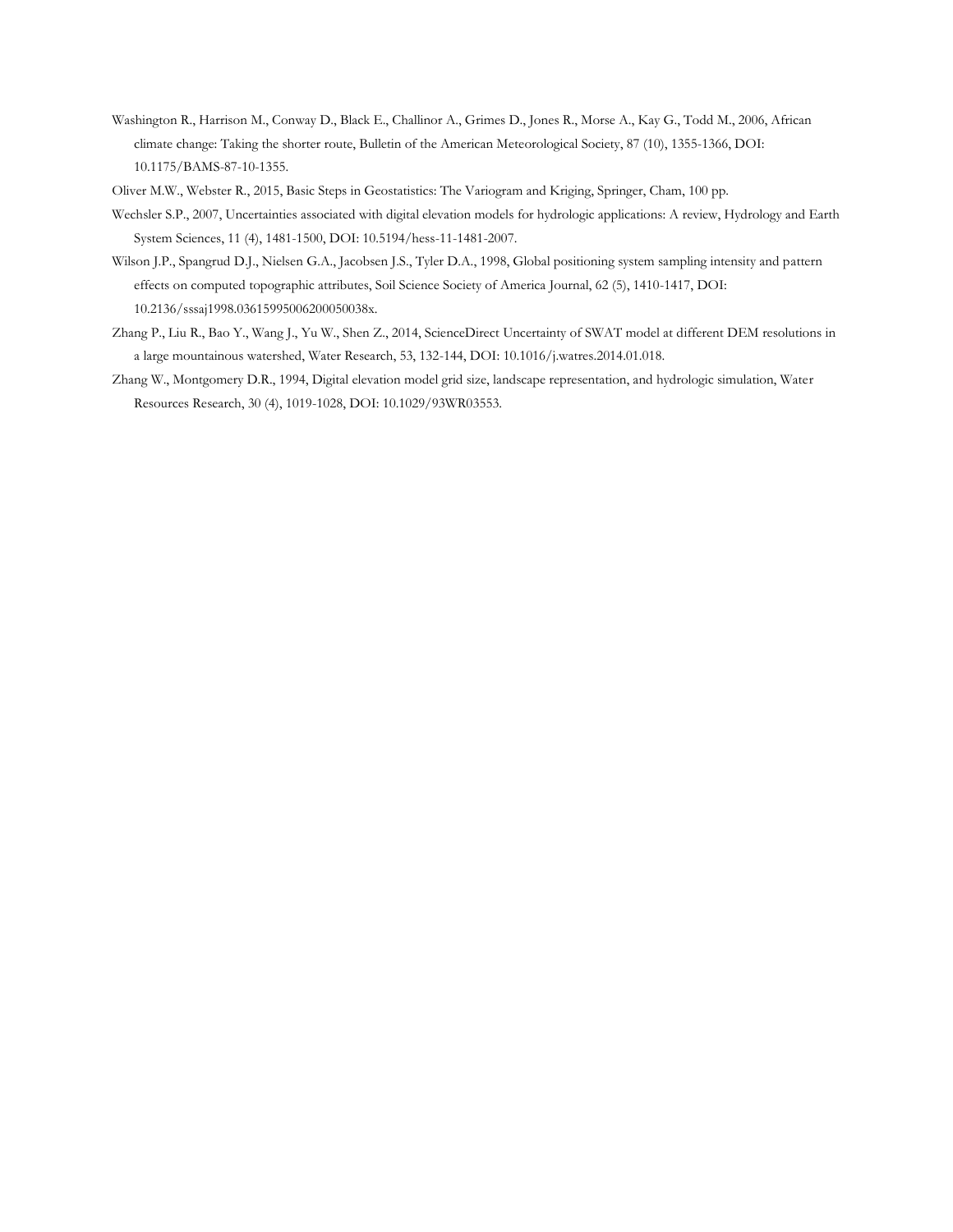Washington R., Harrison M., Conway D., Black E., Challinor A., Grimes D., Jones R., Morse A., Kay G., Todd M., 2006, African climate change: Taking the shorter route, Bulletin of the American Meteorological Society, 87 (10), 1355-1366, DOI: 10.1175/BAMS-87-10-1355.

Oliver M.W., Webster R., 2015, Basic Steps in Geostatistics: The Variogram and Kriging, Springer, Cham, 100 pp.

Wechsler S.P., 2007, Uncertainties associated with digital elevation models for hydrologic applications: A review, Hydrology and Earth System Sciences, 11 (4), 1481-1500, DOI: 10.5194/hess-11-1481-2007.

Wilson J.P., Spangrud D.J., Nielsen G.A., Jacobsen J.S., Tyler D.A., 1998, Global positioning system sampling intensity and pattern effects on computed topographic attributes, Soil Science Society of America Journal, 62 (5), 1410-1417, DOI: 10.2136/sssaj1998.03615995006200050038x.

Zhang P., Liu R., Bao Y., Wang J., Yu W., Shen Z., 2014, ScienceDirect Uncertainty of SWAT model at different DEM resolutions in a large mountainous watershed, Water Research, 53, 132-144, DOI: 10.1016/j.watres.2014.01.018.

Zhang W., Montgomery D.R., 1994, Digital elevation model grid size, landscape representation, and hydrologic simulation, Water Resources Research, 30 (4), 1019-1028, DOI: 10.1029/93WR03553.